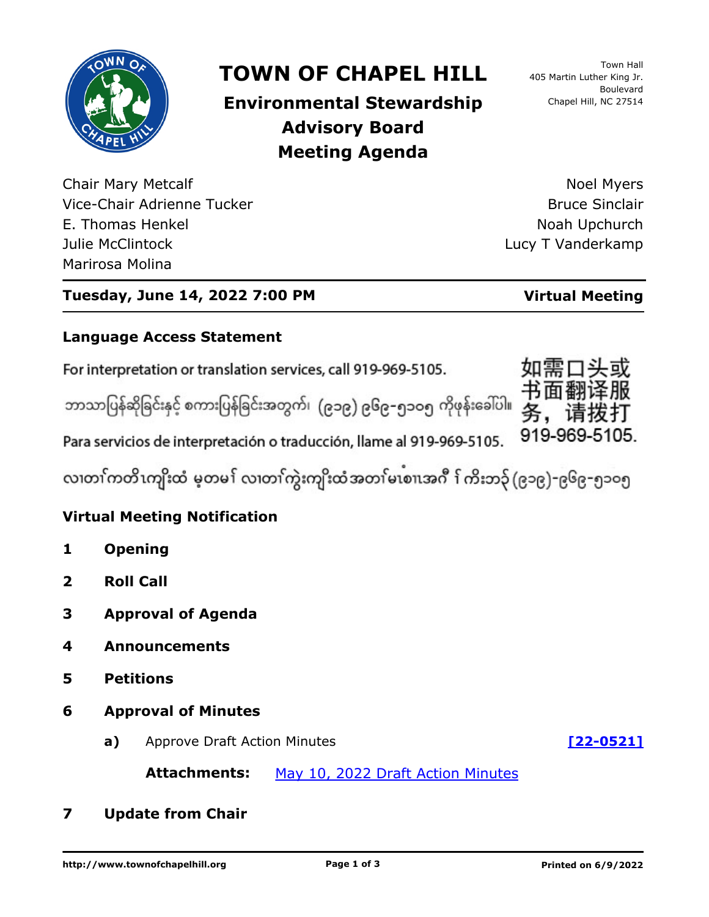# TOWN OF CHAPEL HILL

## Environmental Stewardship Advisory Board Meeting Agenda

Town Hall
405 Martin Luther King Jr. Boulevard
Chapel Hill, NC 27514

Chair Mary Metcalf
Vice-Chair Adrienne Tucker
E. Thomas Henkel
Julie McClintock
Marirosa Molina
Noel Myers
Bruce Sinclair
Noah Upchurch
Lucy T Vanderkamp

**Tuesday, June 14, 2022 7:00 PM** **Virtual Meeting**

### Language Access Statement

For interpretation or translation services, call 919-969-5105.

ဘာသာပြန်ဆိုခြင်းနှင့် စကားပြန်ခြင်းအတွက်၊ (၉၁၉) ၉၆၉-၅၁၀၅ ကိုဖုန်းခေါ်ပါ။

Para servicios de interpretación o traducción, llame al 919-969-5105.

如需口头或书面翻译服务，请拨打 919-969-5105.

လၢတၢ်ကတိၤကျိးထံ မ့တမ့ၢ် လၢတၢ်ကွဲးကျိးထံအတၢ်မၤစၢၤအဂီ ၢ် ကိးဘ့ၣ် (၉၁၉)-၉၆၉-၅၁၀၅

### Virtual Meeting Notification

**1 Opening**

**2 Roll Call**

**3 Approval of Agenda**

**4 Announcements**

**5 Petitions**

**6 Approval of Minutes**

**a)** Approve Draft Action Minutes **[22-0521]**

**Attachments:** May 10, 2022 Draft Action Minutes

**7 Update from Chair**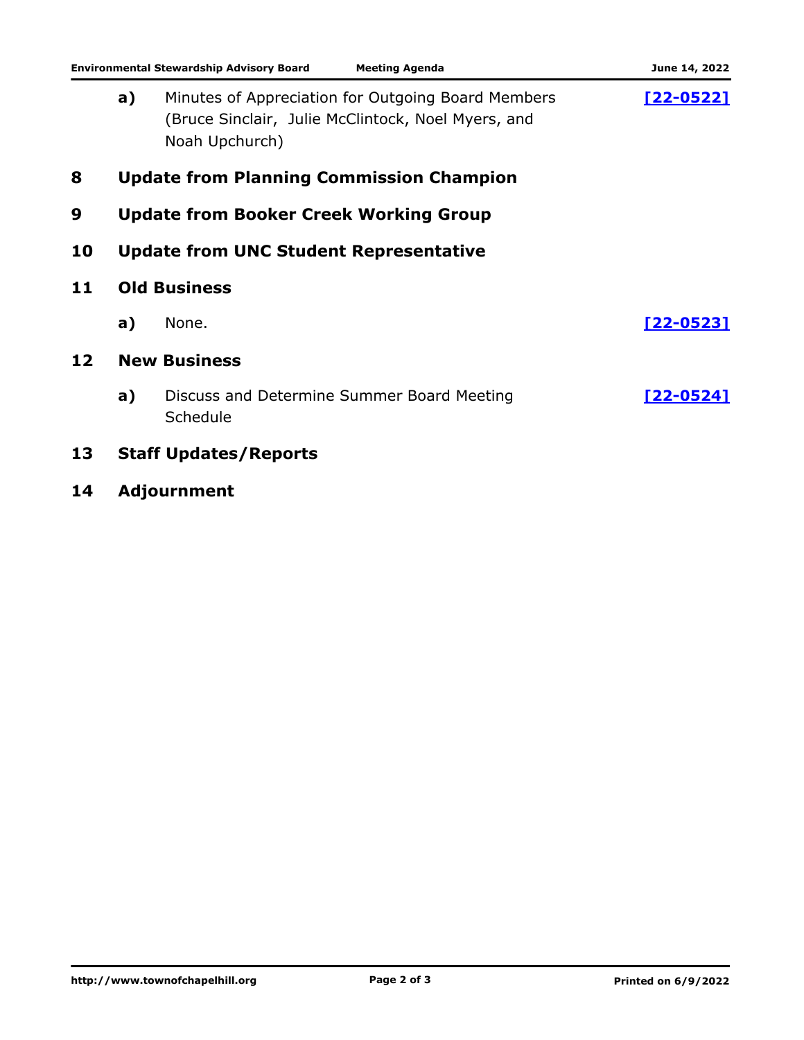**a)** Minutes of Appreciation for Outgoing Board Members (Bruce Sinclair, Julie McClintock, Noel Myers, and Noah Upchurch) **[22-0522]**

## 8 Update from Planning Commission Champion

## 9 Update from Booker Creek Working Group

## 10 Update from UNC Student Representative

## 11 Old Business

**a)** None. **[22-0523]**

## 12 New Business

**a)** Discuss and Determine Summer Board Meeting Schedule **[22-0524]**

## 13 Staff Updates/Reports

## 14 Adjournment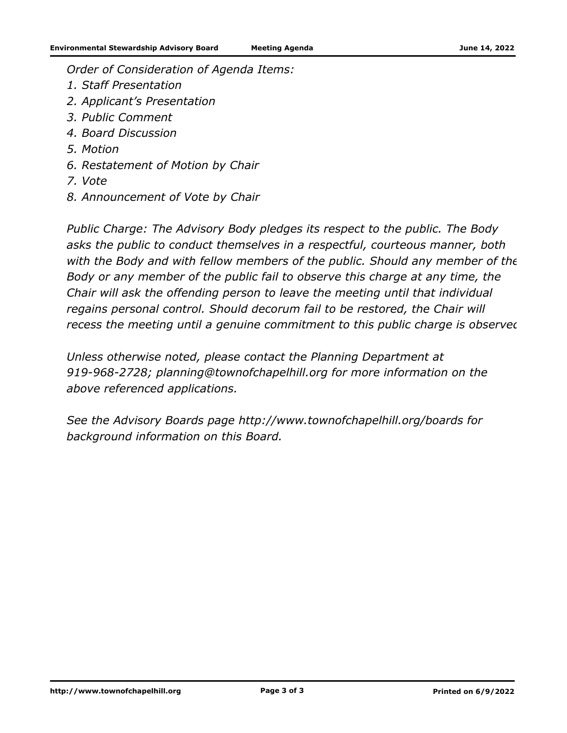*Order of Consideration of Agenda Items:*

*1. Staff Presentation*
*2. Applicant's Presentation*
*3. Public Comment*
*4. Board Discussion*
*5. Motion*
*6. Restatement of Motion by Chair*
*7. Vote*
*8. Announcement of Vote by Chair*

*Public Charge: The Advisory Body pledges its respect to the public. The Body asks the public to conduct themselves in a respectful, courteous manner, both with the Body and with fellow members of the public. Should any member of the Body or any member of the public fail to observe this charge at any time, the Chair will ask the offending person to leave the meeting until that individual regains personal control. Should decorum fail to be restored, the Chair will recess the meeting until a genuine commitment to this public charge is observed*

*Unless otherwise noted, please contact the Planning Department at 919-968-2728; planning@townofchapelhill.org for more information on the above referenced applications.*

*See the Advisory Boards page http://www.townofchapelhill.org/boards for background information on this Board.*